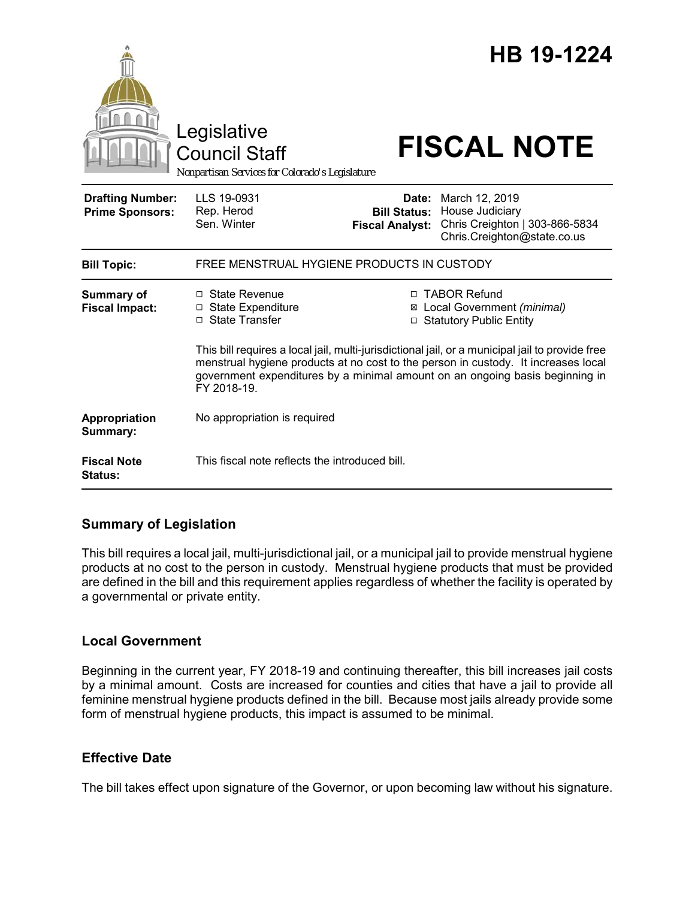# HB 19-1224

Legislative Council Staff

Nonpartisan Services for Colorado's Legislature

# FISCAL NOTE

| | | | |
|---|---|---|---|
| **Drafting Number:** | LLS 19-0931 | **Date:** | March 12, 2019 |
| **Prime Sponsors:** | Rep. Herod<br>Sen. Winter | **Bill Status:** | House Judiciary |
| | | **Fiscal Analyst:** | Chris Creighton \| 303-866-5834<br>Chris.Creighton@state.co.us |

| | |
|---|---|
| **Bill Topic:** | FREE MENSTRUAL HYGIENE PRODUCTS IN CUSTODY |
| **Summary of Fiscal Impact:** | ☐ State Revenue<br>☐ State Expenditure<br>☐ State Transfer<br>☐ TABOR Refund<br>☒ Local Government *(minimal)*<br>☐ Statutory Public Entity<br><br>This bill requires a local jail, multi-jurisdictional jail, or a municipal jail to provide free menstrual hygiene products at no cost to the person in custody. It increases local government expenditures by a minimal amount on an ongoing basis beginning in FY 2018-19. |
| **Appropriation Summary:** | No appropriation is required |
| **Fiscal Note Status:** | This fiscal note reflects the introduced bill. |

## Summary of Legislation

This bill requires a local jail, multi-jurisdictional jail, or a municipal jail to provide menstrual hygiene products at no cost to the person in custody. Menstrual hygiene products that must be provided are defined in the bill and this requirement applies regardless of whether the facility is operated by a governmental or private entity.

## Local Government

Beginning in the current year, FY 2018-19 and continuing thereafter, this bill increases jail costs by a minimal amount. Costs are increased for counties and cities that have a jail to provide all feminine menstrual hygiene products defined in the bill. Because most jails already provide some form of menstrual hygiene products, this impact is assumed to be minimal.

## Effective Date

The bill takes effect upon signature of the Governor, or upon becoming law without his signature.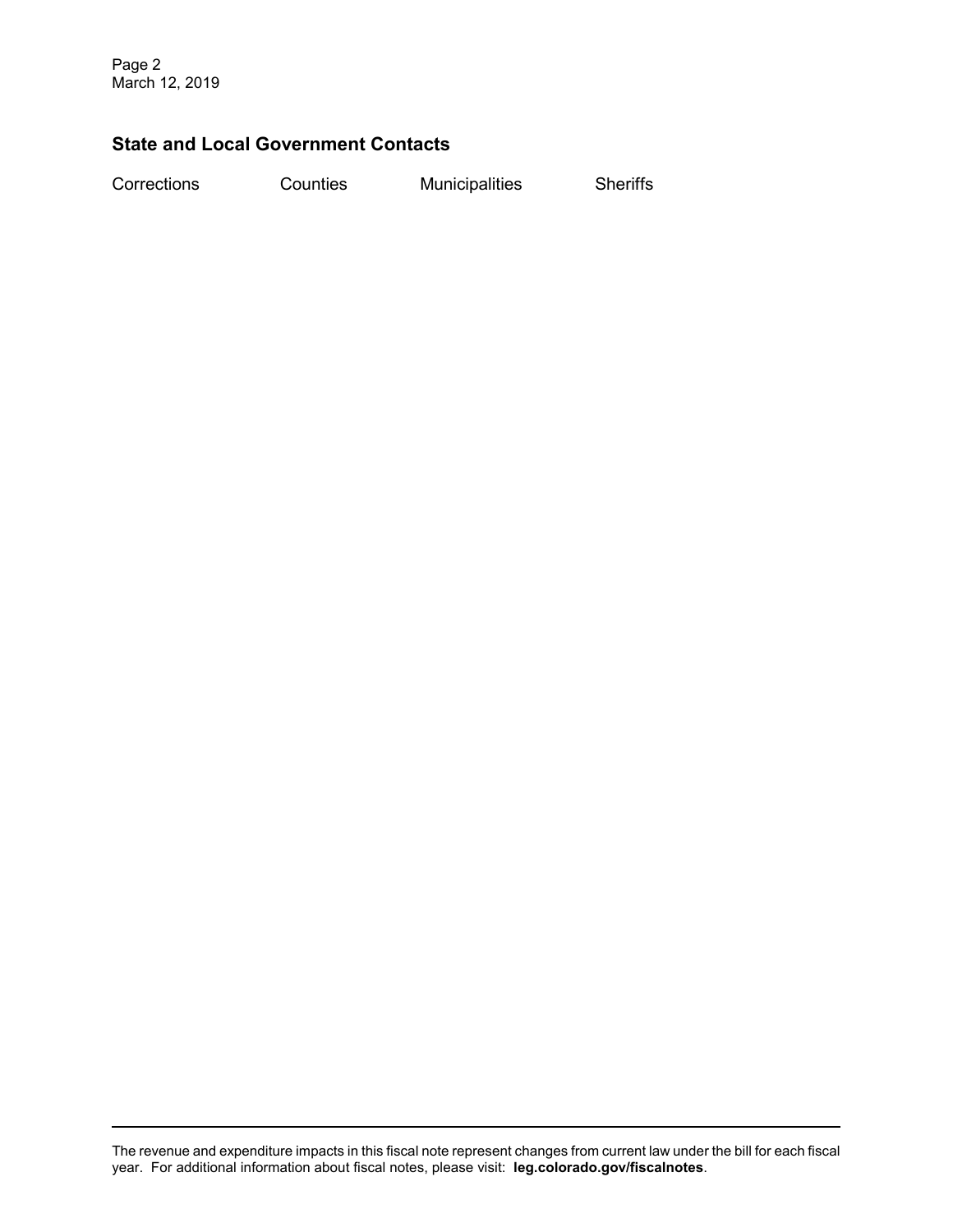## State and Local Government Contacts

Corrections Counties Municipalities Sheriffs

The revenue and expenditure impacts in this fiscal note represent changes from current law under the bill for each fiscal year. For additional information about fiscal notes, please visit: **leg.colorado.gov/fiscalnotes**.